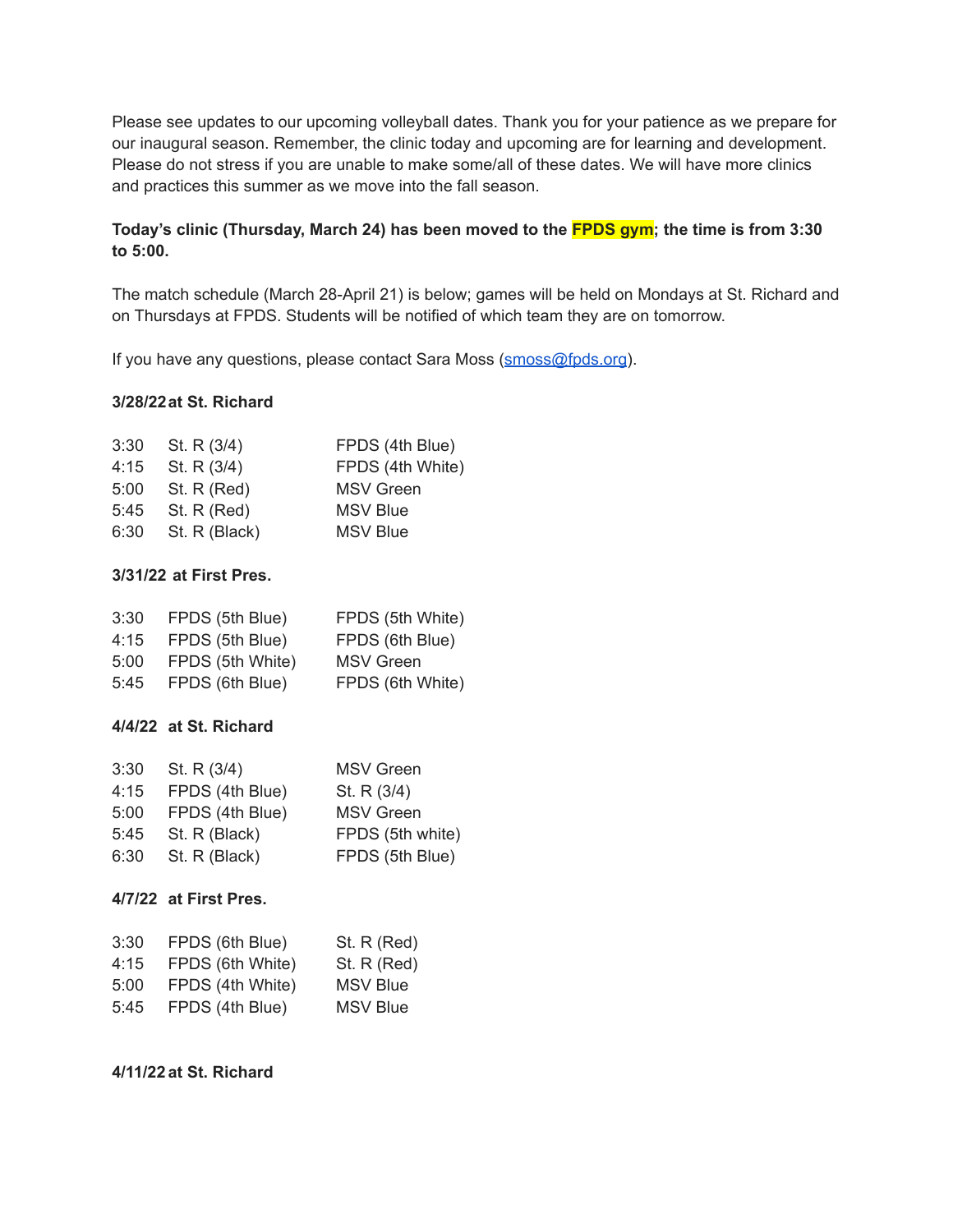Please see updates to our upcoming volleyball dates. Thank you for your patience as we prepare for our inaugural season. Remember, the clinic today and upcoming are for learning and development. Please do not stress if you are unable to make some/all of these dates. We will have more clinics and practices this summer as we move into the fall season.

**Today's clinic (Thursday, March 24) has been moved to the FPDS gym; the time is from 3:30 to 5:00.**

The match schedule (March 28-April 21) is below; games will be held on Mondays at St. Richard and on Thursdays at FPDS. Students will be notified of which team they are on tomorrow.

If you have any questions, please contact Sara Moss (smoss@fpds.org).

**3/28/22 at St. Richard**

| Time | Team | Team |
|---|---|---|
| 3:30 | St. R (3/4) | FPDS (4th Blue) |
| 4:15 | St. R (3/4) | FPDS (4th White) |
| 5:00 | St. R (Red) | MSV Green |
| 5:45 | St. R (Red) | MSV Blue |
| 6:30 | St. R (Black) | MSV Blue |

**3/31/22 at First Pres.**

| Time | Team | Team |
|---|---|---|
| 3:30 | FPDS (5th Blue) | FPDS (5th White) |
| 4:15 | FPDS (5th Blue) | FPDS (6th Blue) |
| 5:00 | FPDS (5th White) | MSV Green |
| 5:45 | FPDS (6th Blue) | FPDS (6th White) |

**4/4/22 at St. Richard**

| Time | Team | Team |
|---|---|---|
| 3:30 | St. R (3/4) | MSV Green |
| 4:15 | FPDS (4th Blue) | St. R (3/4) |
| 5:00 | FPDS (4th Blue) | MSV Green |
| 5:45 | St. R (Black) | FPDS (5th white) |
| 6:30 | St. R (Black) | FPDS (5th Blue) |

**4/7/22 at First Pres.**

| Time | Team | Team |
|---|---|---|
| 3:30 | FPDS (6th Blue) | St. R (Red) |
| 4:15 | FPDS (6th White) | St. R (Red) |
| 5:00 | FPDS (4th White) | MSV Blue |
| 5:45 | FPDS (4th Blue) | MSV Blue |

**4/11/22 at St. Richard**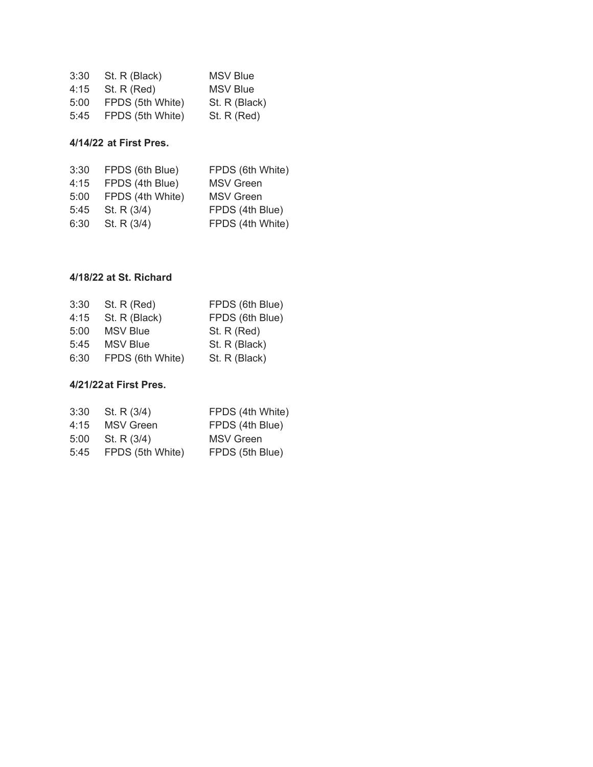| | | |
|---|---|---|
| 3:30 | St. R (Black) | MSV Blue |
| 4:15 | St. R (Red) | MSV Blue |
| 5:00 | FPDS (5th White) | St. R (Black) |
| 5:45 | FPDS (5th White) | St. R (Red) |

**4/14/22 at First Pres.**

| | | |
|---|---|---|
| 3:30 | FPDS (6th Blue) | FPDS (6th White) |
| 4:15 | FPDS (4th Blue) | MSV Green |
| 5:00 | FPDS (4th White) | MSV Green |
| 5:45 | St. R (3/4) | FPDS (4th Blue) |
| 6:30 | St. R (3/4) | FPDS (4th White) |

**4/18/22 at St. Richard**

| | | |
|---|---|---|
| 3:30 | St. R (Red) | FPDS (6th Blue) |
| 4:15 | St. R (Black) | FPDS (6th Blue) |
| 5:00 | MSV Blue | St. R (Red) |
| 5:45 | MSV Blue | St. R (Black) |
| 6:30 | FPDS (6th White) | St. R (Black) |

**4/21/22 at First Pres.**

| | | |
|---|---|---|
| 3:30 | St. R (3/4) | FPDS (4th White) |
| 4:15 | MSV Green | FPDS (4th Blue) |
| 5:00 | St. R (3/4) | MSV Green |
| 5:45 | FPDS (5th White) | FPDS (5th Blue) |